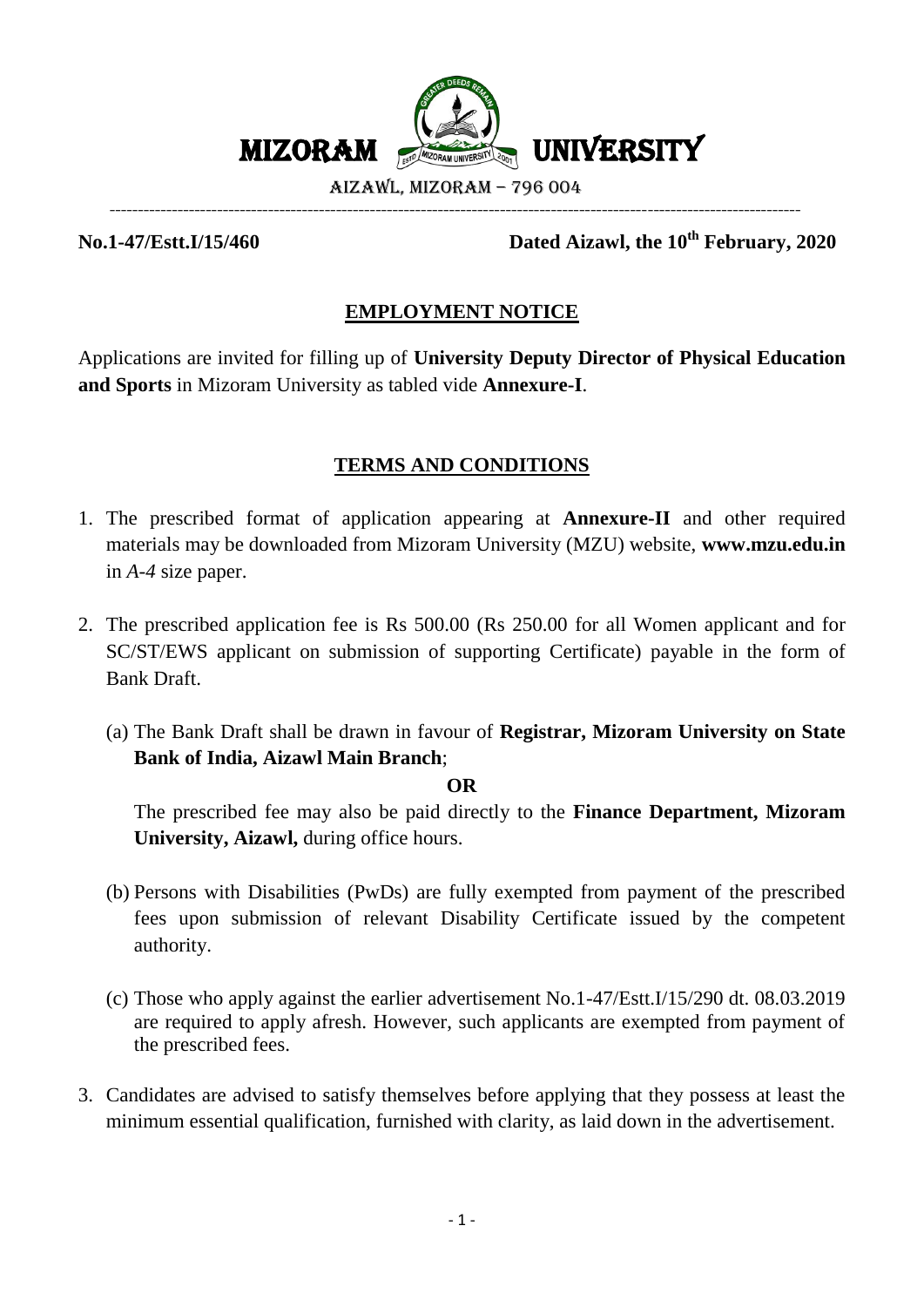# MIZORAM UNIVERSITY

AIZAWL, MIZORAM – 796 004

**No.1-47/Estt.I/15/460** **Dated Aizawl, the 10th February, 2020**

## EMPLOYMENT NOTICE

Applications are invited for filling up of **University Deputy Director of Physical Education and Sports** in Mizoram University as tabled vide **Annexure-I**.

## TERMS AND CONDITIONS

1. The prescribed format of application appearing at **Annexure-II** and other required materials may be downloaded from Mizoram University (MZU) website, **www.mzu.edu.in** in *A-4* size paper.

2. The prescribed application fee is Rs 500.00 (Rs 250.00 for all Women applicant and for SC/ST/EWS applicant on submission of supporting Certificate) payable in the form of Bank Draft.

   (a) The Bank Draft shall be drawn in favour of **Registrar, Mizoram University on State Bank of India, Aizawl Main Branch**;

   **OR**

   The prescribed fee may also be paid directly to the **Finance Department, Mizoram University, Aizawl,** during office hours.

   (b) Persons with Disabilities (PwDs) are fully exempted from payment of the prescribed fees upon submission of relevant Disability Certificate issued by the competent authority.

   (c) Those who apply against the earlier advertisement No.1-47/Estt.I/15/290 dt. 08.03.2019 are required to apply afresh. However, such applicants are exempted from payment of the prescribed fees.

3. Candidates are advised to satisfy themselves before applying that they possess at least the minimum essential qualification, furnished with clarity, as laid down in the advertisement.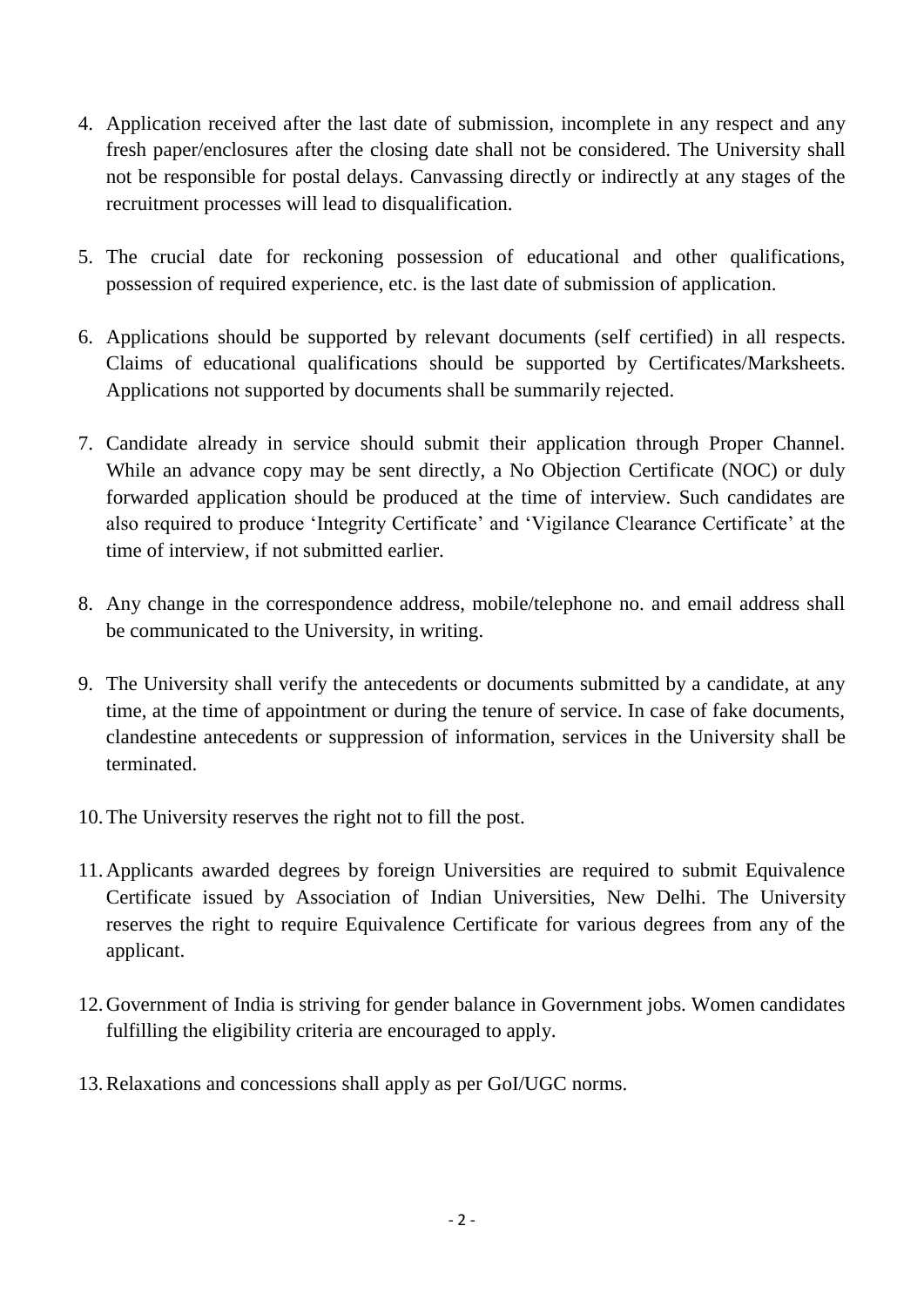4. Application received after the last date of submission, incomplete in any respect and any fresh paper/enclosures after the closing date shall not be considered. The University shall not be responsible for postal delays. Canvassing directly or indirectly at any stages of the recruitment processes will lead to disqualification.

5. The crucial date for reckoning possession of educational and other qualifications, possession of required experience, etc. is the last date of submission of application.

6. Applications should be supported by relevant documents (self certified) in all respects. Claims of educational qualifications should be supported by Certificates/Marksheets. Applications not supported by documents shall be summarily rejected.

7. Candidate already in service should submit their application through Proper Channel. While an advance copy may be sent directly, a No Objection Certificate (NOC) or duly forwarded application should be produced at the time of interview. Such candidates are also required to produce 'Integrity Certificate' and 'Vigilance Clearance Certificate' at the time of interview, if not submitted earlier.

8. Any change in the correspondence address, mobile/telephone no. and email address shall be communicated to the University, in writing.

9. The University shall verify the antecedents or documents submitted by a candidate, at any time, at the time of appointment or during the tenure of service. In case of fake documents, clandestine antecedents or suppression of information, services in the University shall be terminated.

10. The University reserves the right not to fill the post.

11. Applicants awarded degrees by foreign Universities are required to submit Equivalence Certificate issued by Association of Indian Universities, New Delhi. The University reserves the right to require Equivalence Certificate for various degrees from any of the applicant.

12. Government of India is striving for gender balance in Government jobs. Women candidates fulfilling the eligibility criteria are encouraged to apply.

13. Relaxations and concessions shall apply as per GoI/UGC norms.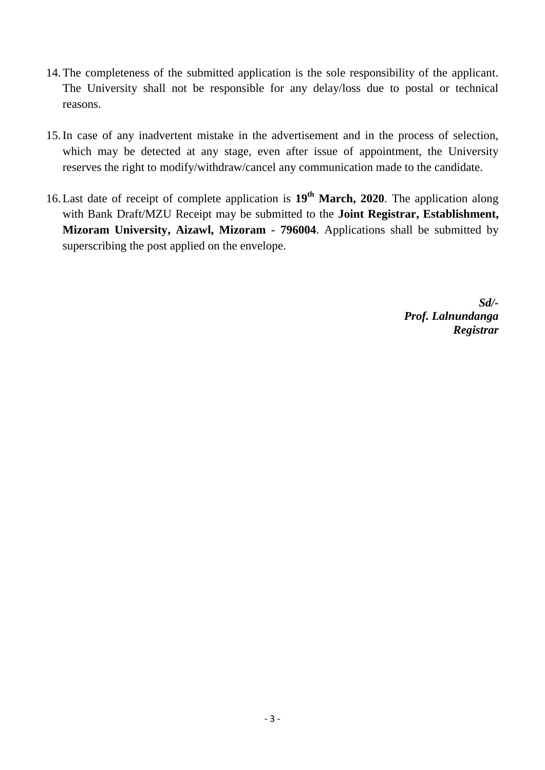14. The completeness of the submitted application is the sole responsibility of the applicant. The University shall not be responsible for any delay/loss due to postal or technical reasons.

15. In case of any inadvertent mistake in the advertisement and in the process of selection, which may be detected at any stage, even after issue of appointment, the University reserves the right to modify/withdraw/cancel any communication made to the candidate.

16. Last date of receipt of complete application is **19th March, 2020**. The application along with Bank Draft/MZU Receipt may be submitted to the **Joint Registrar, Establishment, Mizoram University, Aizawl, Mizoram - 796004**. Applications shall be submitted by superscribing the post applied on the envelope.

***Sd/-***
***Prof. Lalnundanga***
***Registrar***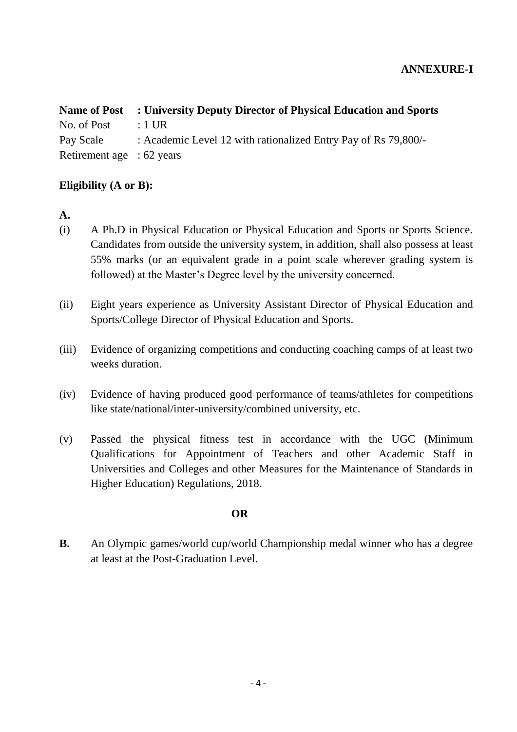**ANNEXURE-I**

**Name of Post : University Deputy Director of Physical Education and Sports**

No. of Post : 1 UR

Pay Scale : Academic Level 12 with rationalized Entry Pay of Rs 79,800/-

Retirement age : 62 years

**Eligibility (A or B):**

**A.**

(i) A Ph.D in Physical Education or Physical Education and Sports or Sports Science. Candidates from outside the university system, in addition, shall also possess at least 55% marks (or an equivalent grade in a point scale wherever grading system is followed) at the Master's Degree level by the university concerned.

(ii) Eight years experience as University Assistant Director of Physical Education and Sports/College Director of Physical Education and Sports.

(iii) Evidence of organizing competitions and conducting coaching camps of at least two weeks duration.

(iv) Evidence of having produced good performance of teams/athletes for competitions like state/national/inter-university/combined university, etc.

(v) Passed the physical fitness test in accordance with the UGC (Minimum Qualifications for Appointment of Teachers and other Academic Staff in Universities and Colleges and other Measures for the Maintenance of Standards in Higher Education) Regulations, 2018.

**OR**

**B.** An Olympic games/world cup/world Championship medal winner who has a degree at least at the Post-Graduation Level.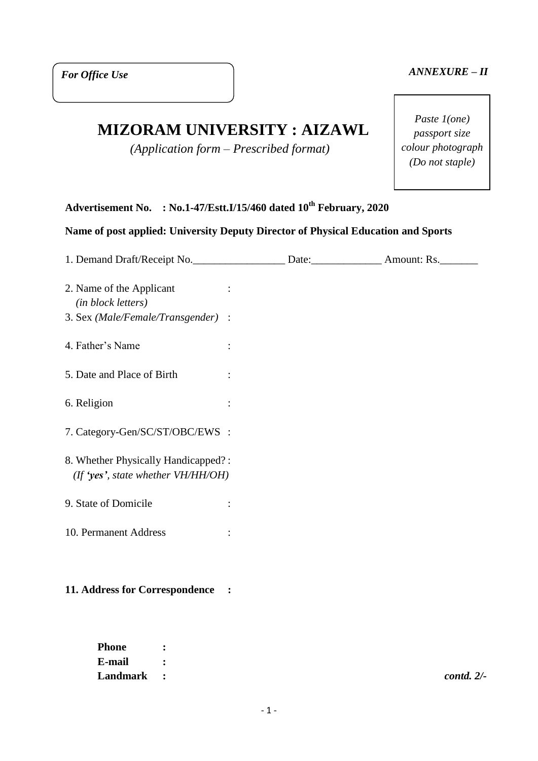*For Office Use*

*ANNEXURE – II*

*Paste 1(one) passport size colour photograph (Do not staple)*

# MIZORAM UNIVERSITY : AIZAWL

*(Application form – Prescribed format)*

**Advertisement No. : No.1-47/Estt.I/15/460 dated 10th February, 2020**

**Name of post applied: University Deputy Director of Physical Education and Sports**

1. Demand Draft/Receipt No.________________ Date:____________ Amount: Rs._______

2. Name of the Applicant :
   *(in block letters)*
3. Sex *(Male/Female/Transgender)* :
4. Father's Name :
5. Date and Place of Birth :
6. Religion :
7. Category-Gen/SC/ST/OBC/EWS :
8. Whether Physically Handicapped? :
   *(If* ***'yes'****, state whether VH/HH/OH)*
9. State of Domicile :
10. Permanent Address :

**11. Address for Correspondence :**

**Phone :**
**E-mail :**
**Landmark :**

***contd. 2/-***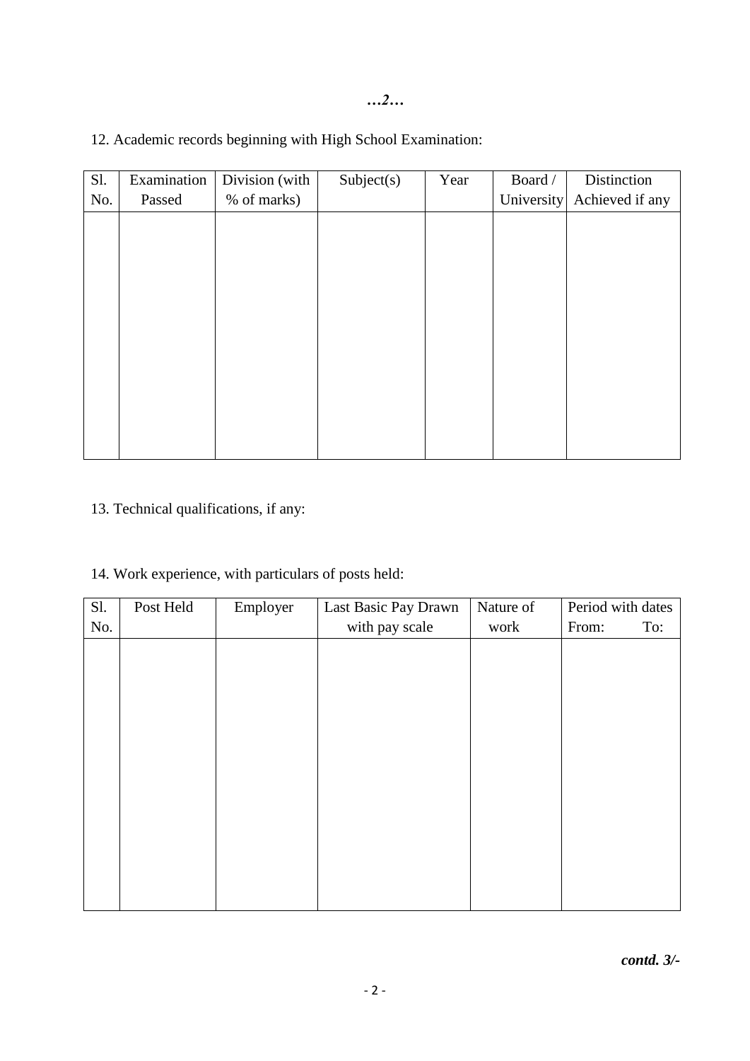*…2…*

12. Academic records beginning with High School Examination:

| Sl. No. | Examination Passed | Division (with % of marks) | Subject(s) | Year | Board / University | Distinction Achieved if any |
|---|---|---|---|---|---|---|
| | | | | | | |

13. Technical qualifications, if any:

14. Work experience, with particulars of posts held:

| Sl. No. | Post Held | Employer | Last Basic Pay Drawn with pay scale | Nature of work | Period with dates From: To: |
|---|---|---|---|---|---|
| | | | | | |

***contd. 3/-***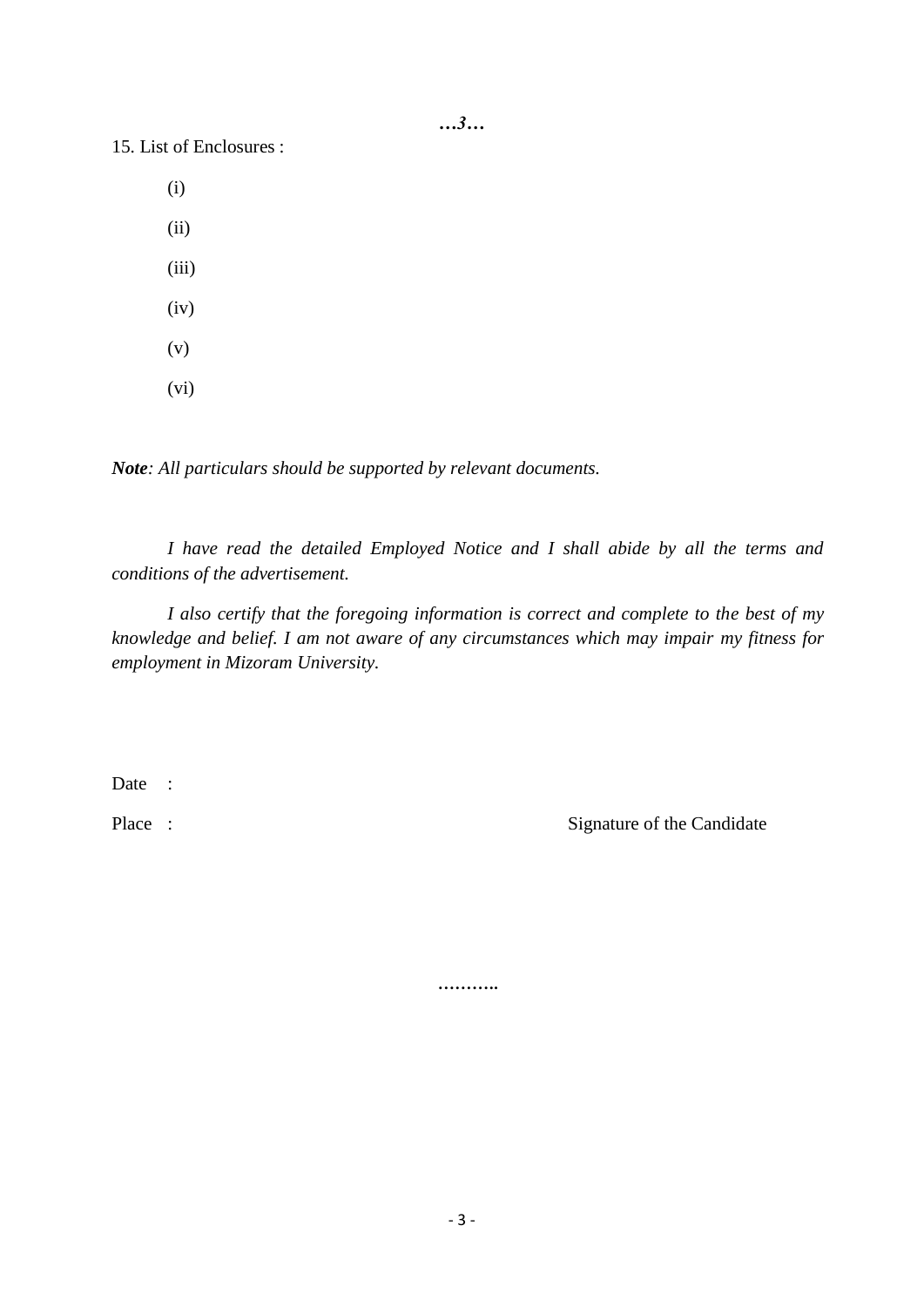15. List of Enclosures :

(i)

(ii)

(iii)

(iv)

(v)

(vi)

***Note****: All particulars should be supported by relevant documents.*

*I have read the detailed Employed Notice and I shall abide by all the terms and conditions of the advertisement.*

*I also certify that the foregoing information is correct and complete to the best of my knowledge and belief. I am not aware of any circumstances which may impair my fitness for employment in Mizoram University.*

Date :

Place : Signature of the Candidate

………..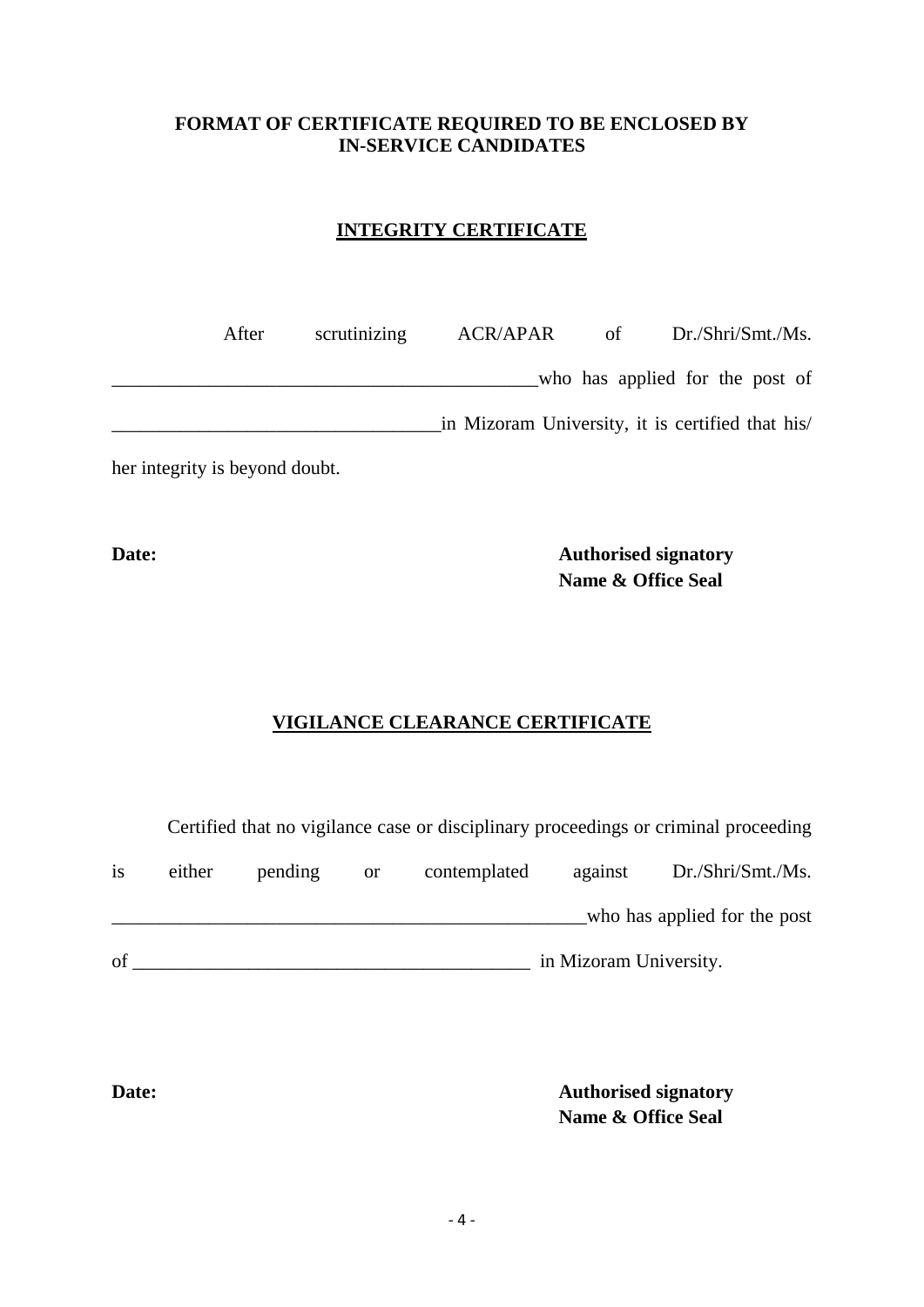**FORMAT OF CERTIFICATE REQUIRED TO BE ENCLOSED BY IN-SERVICE CANDIDATES**

## INTEGRITY CERTIFICATE

After scrutinizing ACR/APAR of Dr./Shri/Smt./Ms. ______________________________________________who has applied for the post of __________________________________in Mizoram University, it is certified that his/ her integrity is beyond doubt.

**Date:**

**Authorised signatory**
**Name & Office Seal**

## VIGILANCE CLEARANCE CERTIFICATE

Certified that no vigilance case or disciplinary proceedings or criminal proceeding is either pending or contemplated against Dr./Shri/Smt./Ms. ___________________________________________________who has applied for the post of _________________________________________ in Mizoram University.

**Date:**

**Authorised signatory**
**Name & Office Seal**